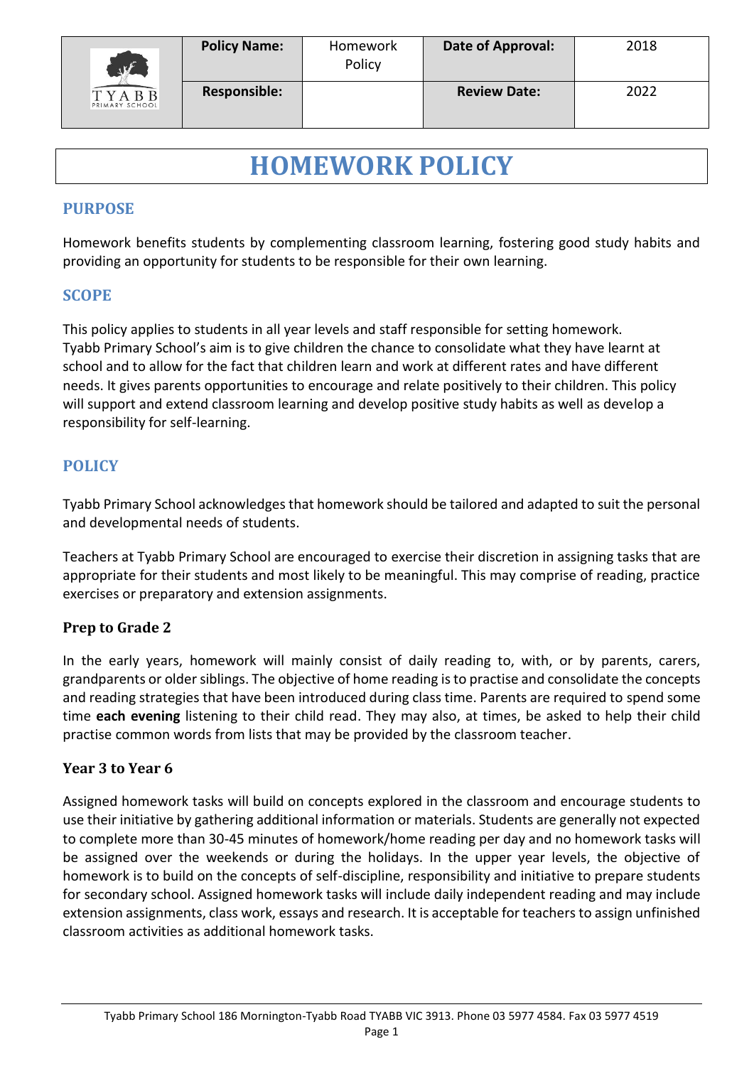| | Policy Name: | Homework Policy | Date of Approval: | 2018 |
|---|---|---|---|---|
| TYABB PRIMARY SCHOOL | Responsible: | | Review Date: | 2022 |

# HOMEWORK POLICY

## PURPOSE

Homework benefits students by complementing classroom learning, fostering good study habits and providing an opportunity for students to be responsible for their own learning.

## SCOPE

This policy applies to students in all year levels and staff responsible for setting homework.
Tyabb Primary School's aim is to give children the chance to consolidate what they have learnt at school and to allow for the fact that children learn and work at different rates and have different needs. It gives parents opportunities to encourage and relate positively to their children. This policy will support and extend classroom learning and develop positive study habits as well as develop a responsibility for self-learning.

## POLICY

Tyabb Primary School acknowledges that homework should be tailored and adapted to suit the personal and developmental needs of students.

Teachers at Tyabb Primary School are encouraged to exercise their discretion in assigning tasks that are appropriate for their students and most likely to be meaningful. This may comprise of reading, practice exercises or preparatory and extension assignments.

### Prep to Grade 2

In the early years, homework will mainly consist of daily reading to, with, or by parents, carers, grandparents or older siblings. The objective of home reading is to practise and consolidate the concepts and reading strategies that have been introduced during class time. Parents are required to spend some time **each evening** listening to their child read. They may also, at times, be asked to help their child practise common words from lists that may be provided by the classroom teacher.

### Year 3 to Year 6

Assigned homework tasks will build on concepts explored in the classroom and encourage students to use their initiative by gathering additional information or materials. Students are generally not expected to complete more than 30-45 minutes of homework/home reading per day and no homework tasks will be assigned over the weekends or during the holidays. In the upper year levels, the objective of homework is to build on the concepts of self-discipline, responsibility and initiative to prepare students for secondary school. Assigned homework tasks will include daily independent reading and may include extension assignments, class work, essays and research. It is acceptable for teachers to assign unfinished classroom activities as additional homework tasks.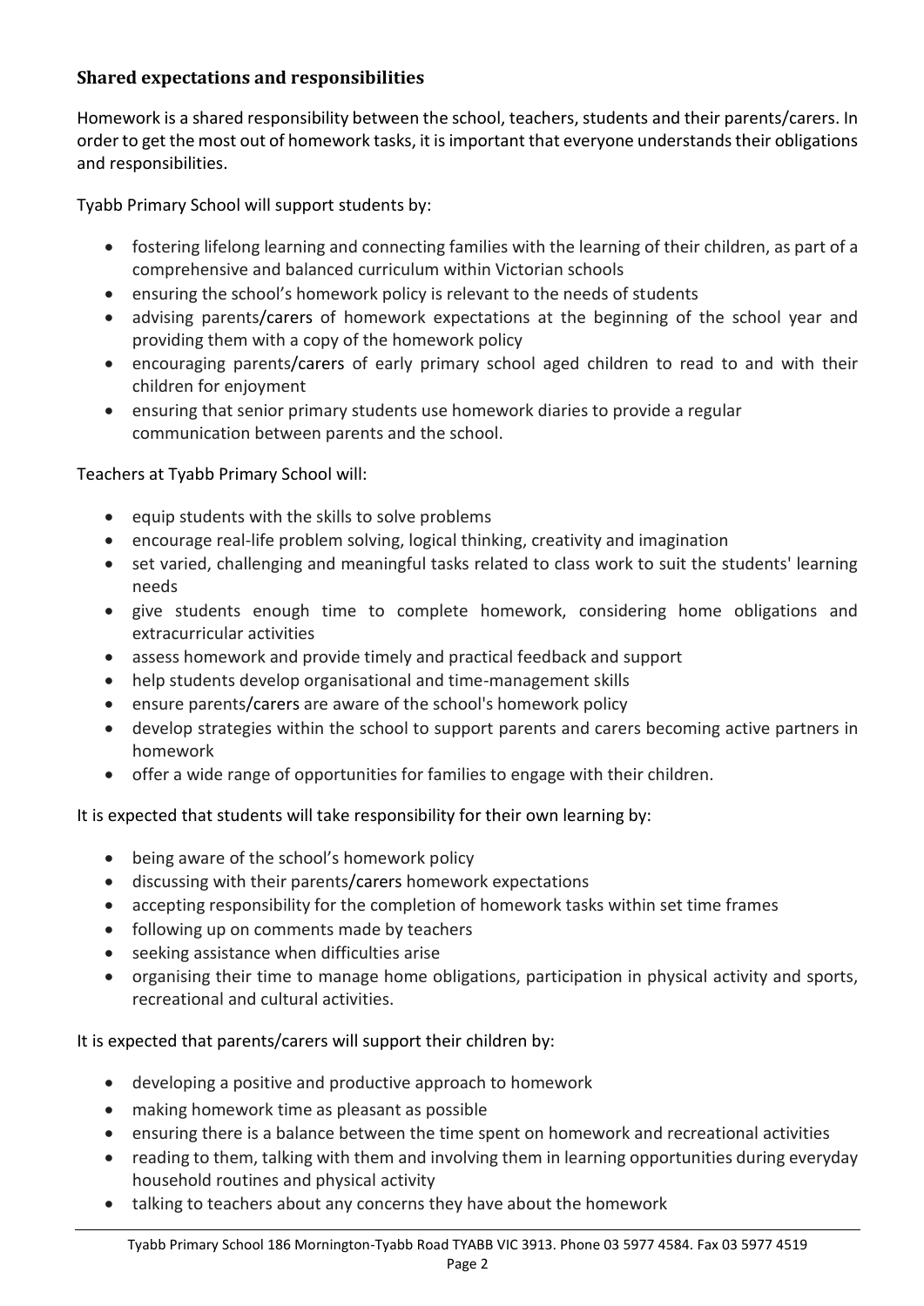### Shared expectations and responsibilities

Homework is a shared responsibility between the school, teachers, students and their parents/carers. In order to get the most out of homework tasks, it is important that everyone understands their obligations and responsibilities.

Tyabb Primary School will support students by:

- fostering lifelong learning and connecting families with the learning of their children, as part of a comprehensive and balanced curriculum within Victorian schools
- ensuring the school's homework policy is relevant to the needs of students
- advising parents/carers of homework expectations at the beginning of the school year and providing them with a copy of the homework policy
- encouraging parents/carers of early primary school aged children to read to and with their children for enjoyment
- ensuring that senior primary students use homework diaries to provide a regular communication between parents and the school.

Teachers at Tyabb Primary School will:

- equip students with the skills to solve problems
- encourage real-life problem solving, logical thinking, creativity and imagination
- set varied, challenging and meaningful tasks related to class work to suit the students' learning needs
- give students enough time to complete homework, considering home obligations and extracurricular activities
- assess homework and provide timely and practical feedback and support
- help students develop organisational and time-management skills
- ensure parents/carers are aware of the school's homework policy
- develop strategies within the school to support parents and carers becoming active partners in homework
- offer a wide range of opportunities for families to engage with their children.

It is expected that students will take responsibility for their own learning by:

- being aware of the school's homework policy
- discussing with their parents/carers homework expectations
- accepting responsibility for the completion of homework tasks within set time frames
- following up on comments made by teachers
- seeking assistance when difficulties arise
- organising their time to manage home obligations, participation in physical activity and sports, recreational and cultural activities.

It is expected that parents/carers will support their children by:

- developing a positive and productive approach to homework
- making homework time as pleasant as possible
- ensuring there is a balance between the time spent on homework and recreational activities
- reading to them, talking with them and involving them in learning opportunities during everyday household routines and physical activity
- talking to teachers about any concerns they have about the homework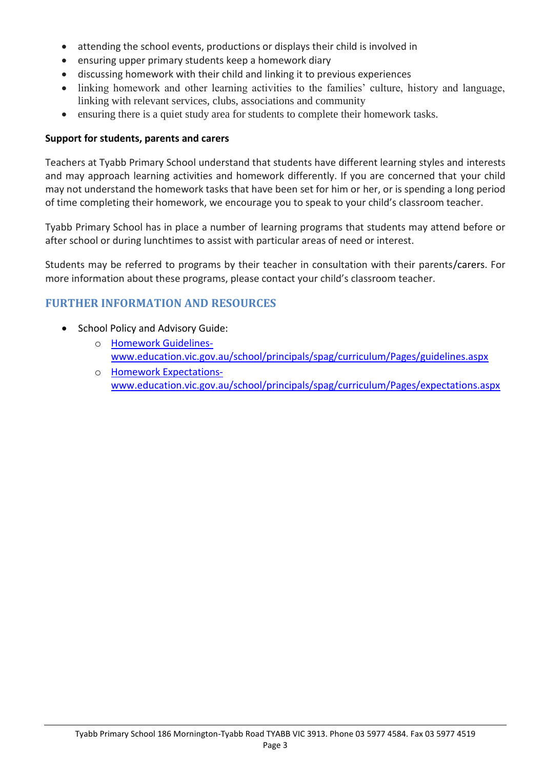- attending the school events, productions or displays their child is involved in
- ensuring upper primary students keep a homework diary
- discussing homework with their child and linking it to previous experiences
- linking homework and other learning activities to the families' culture, history and language, linking with relevant services, clubs, associations and community
- ensuring there is a quiet study area for students to complete their homework tasks.

**Support for students, parents and carers**

Teachers at Tyabb Primary School understand that students have different learning styles and interests and may approach learning activities and homework differently. If you are concerned that your child may not understand the homework tasks that have been set for him or her, or is spending a long period of time completing their homework, we encourage you to speak to your child's classroom teacher.

Tyabb Primary School has in place a number of learning programs that students may attend before or after school or during lunchtimes to assist with particular areas of need or interest.

Students may be referred to programs by their teacher in consultation with their parents/carers. For more information about these programs, please contact your child's classroom teacher.

## FURTHER INFORMATION AND RESOURCES

- School Policy and Advisory Guide:
  - [Homework Guidelines- www.education.vic.gov.au/school/principals/spag/curriculum/Pages/guidelines.aspx](www.education.vic.gov.au/school/principals/spag/curriculum/Pages/guidelines.aspx)
  - [Homework Expectations- www.education.vic.gov.au/school/principals/spag/curriculum/Pages/expectations.aspx](www.education.vic.gov.au/school/principals/spag/curriculum/Pages/expectations.aspx)